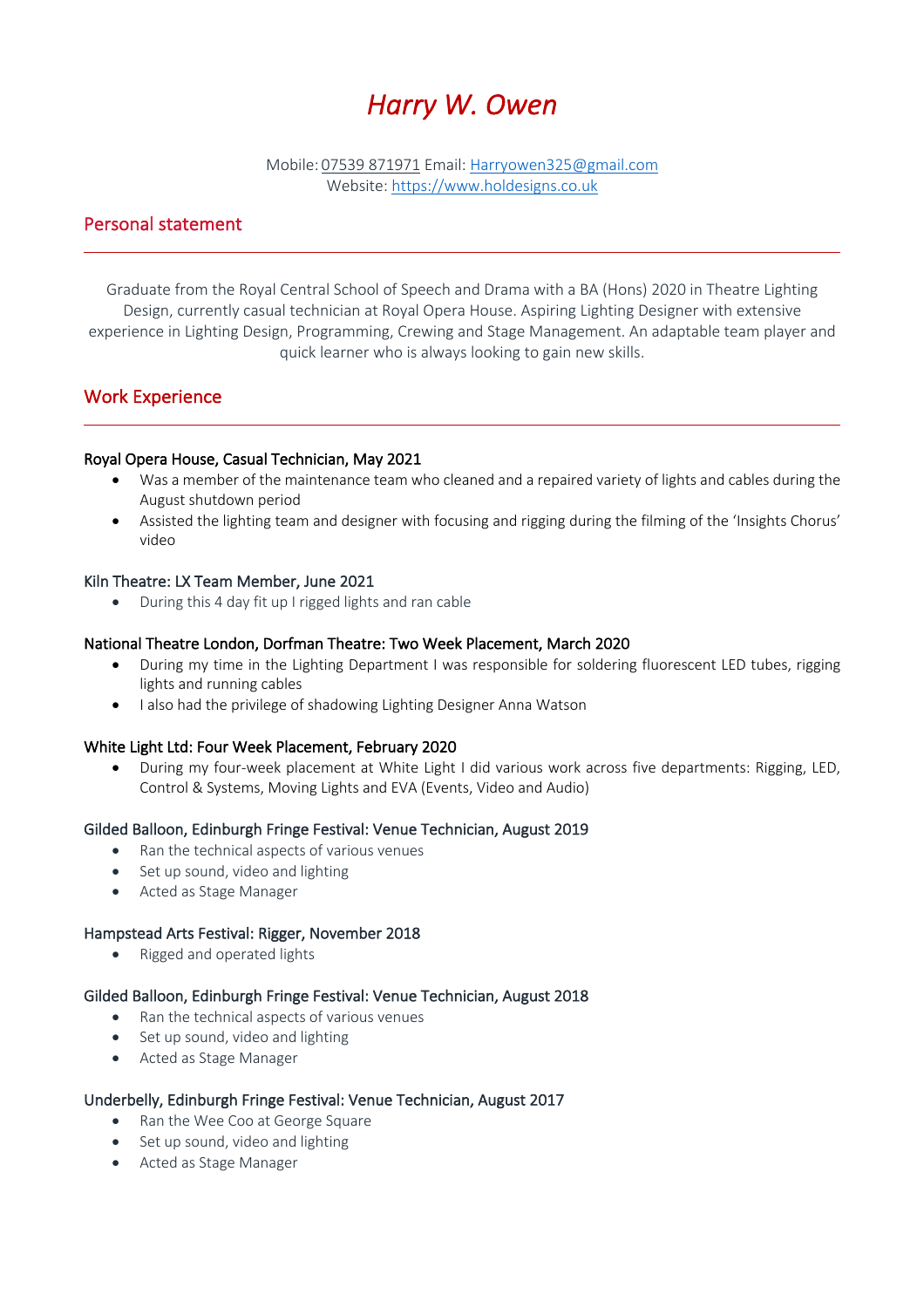# *Harry W. Owen*

Mobile: 07539 871971 Email: Harryowen325@gmail.com
Website: https://www.holdesigns.co.uk

## Personal statement

---

Graduate from the Royal Central School of Speech and Drama with a BA (Hons) 2020 in Theatre Lighting Design, currently casual technician at Royal Opera House. Aspiring Lighting Designer with extensive experience in Lighting Design, Programming, Crewing and Stage Management. An adaptable team player and quick learner who is always looking to gain new skills.

## Work Experience

---

#### Royal Opera House, Casual Technician, May 2021

- Was a member of the maintenance team who cleaned and a repaired variety of lights and cables during the August shutdown period
- Assisted the lighting team and designer with focusing and rigging during the filming of the 'Insights Chorus' video

#### Kiln Theatre: LX Team Member, June 2021

- During this 4 day fit up I rigged lights and ran cable

#### National Theatre London, Dorfman Theatre: Two Week Placement, March 2020

- During my time in the Lighting Department I was responsible for soldering fluorescent LED tubes, rigging lights and running cables
- I also had the privilege of shadowing Lighting Designer Anna Watson

#### White Light Ltd: Four Week Placement, February 2020

- During my four-week placement at White Light I did various work across five departments: Rigging, LED, Control & Systems, Moving Lights and EVA (Events, Video and Audio)

#### Gilded Balloon, Edinburgh Fringe Festival: Venue Technician, August 2019

- Ran the technical aspects of various venues
- Set up sound, video and lighting
- Acted as Stage Manager

#### Hampstead Arts Festival: Rigger, November 2018

- Rigged and operated lights

#### Gilded Balloon, Edinburgh Fringe Festival: Venue Technician, August 2018

- Ran the technical aspects of various venues
- Set up sound, video and lighting
- Acted as Stage Manager

#### Underbelly, Edinburgh Fringe Festival: Venue Technician, August 2017

- Ran the Wee Coo at George Square
- Set up sound, video and lighting
- Acted as Stage Manager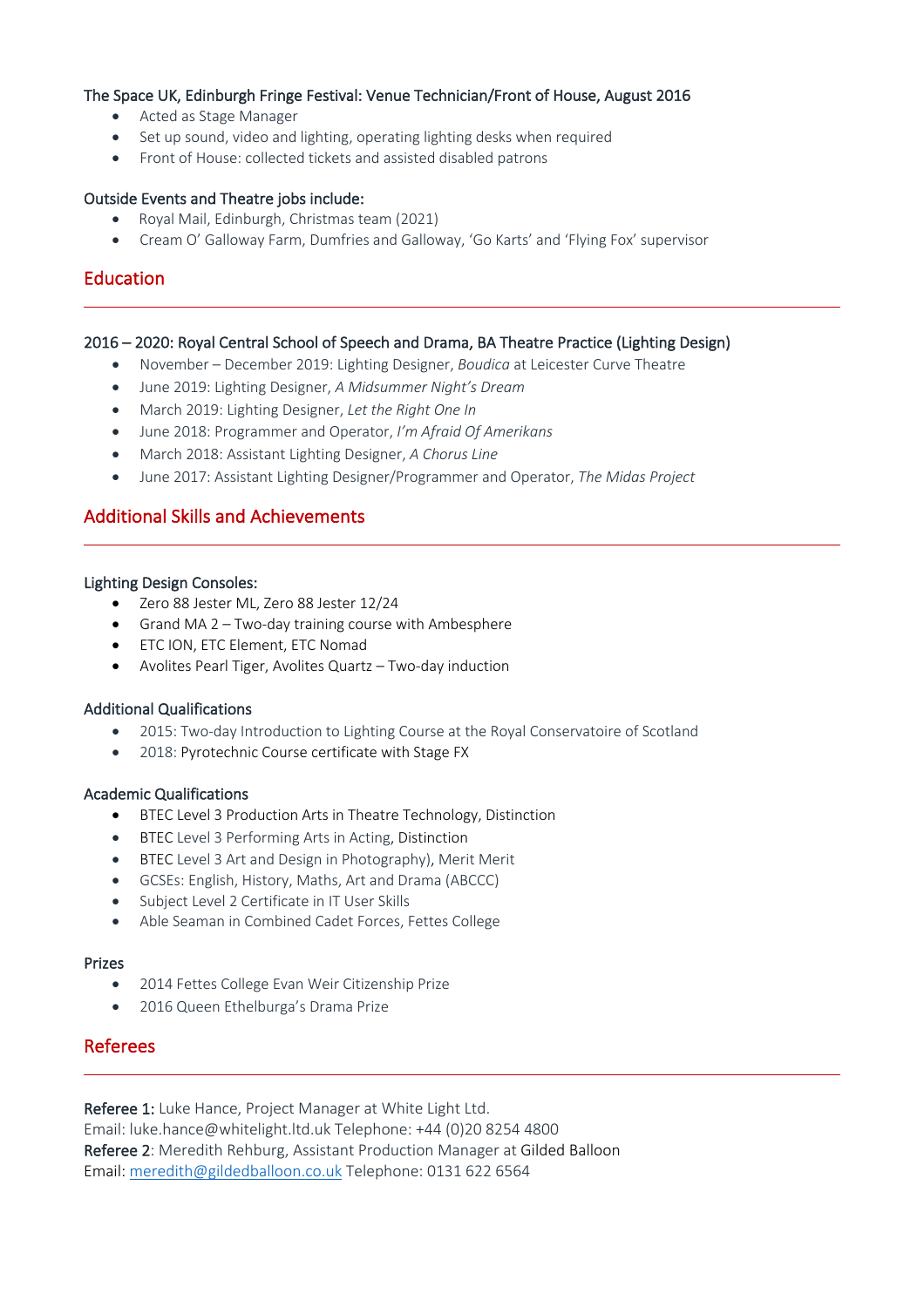### The Space UK, Edinburgh Fringe Festival: Venue Technician/Front of House, August 2016

- Acted as Stage Manager
- Set up sound, video and lighting, operating lighting desks when required
- Front of House: collected tickets and assisted disabled patrons

### Outside Events and Theatre jobs include:

- Royal Mail, Edinburgh, Christmas team (2021)
- Cream O' Galloway Farm, Dumfries and Galloway, 'Go Karts' and 'Flying Fox' supervisor

## Education

### 2016 – 2020: Royal Central School of Speech and Drama, BA Theatre Practice (Lighting Design)

- November – December 2019: Lighting Designer, *Boudica* at Leicester Curve Theatre
- June 2019: Lighting Designer, *A Midsummer Night's Dream*
- March 2019: Lighting Designer, *Let the Right One In*
- June 2018: Programmer and Operator, *I'm Afraid Of Amerikans*
- March 2018: Assistant Lighting Designer, *A Chorus Line*
- June 2017: Assistant Lighting Designer/Programmer and Operator, *The Midas Project*

## Additional Skills and Achievements

### Lighting Design Consoles:

- Zero 88 Jester ML, Zero 88 Jester 12/24
- Grand MA 2 – Two-day training course with Ambesphere
- ETC ION, ETC Element, ETC Nomad
- Avolites Pearl Tiger, Avolites Quartz – Two-day induction

### Additional Qualifications

- 2015: Two-day Introduction to Lighting Course at the Royal Conservatoire of Scotland
- 2018: Pyrotechnic Course certificate with Stage FX

### Academic Qualifications

- BTEC Level 3 Production Arts in Theatre Technology, Distinction
- BTEC Level 3 Performing Arts in Acting, Distinction
- BTEC Level 3 Art and Design in Photography), Merit Merit
- GCSEs: English, History, Maths, Art and Drama (ABCCC)
- Subject Level 2 Certificate in IT User Skills
- Able Seaman in Combined Cadet Forces, Fettes College

### Prizes

- 2014 Fettes College Evan Weir Citizenship Prize
- 2016 Queen Ethelburga's Drama Prize

## Referees

**Referee 1:** Luke Hance, Project Manager at White Light Ltd.
Email: luke.hance@whitelight.ltd.uk Telephone: +44 (0)20 8254 4800
**Referee 2**: Meredith Rehburg, Assistant Production Manager at Gilded Balloon
Email: meredith@gildedballoon.co.uk Telephone: 0131 622 6564